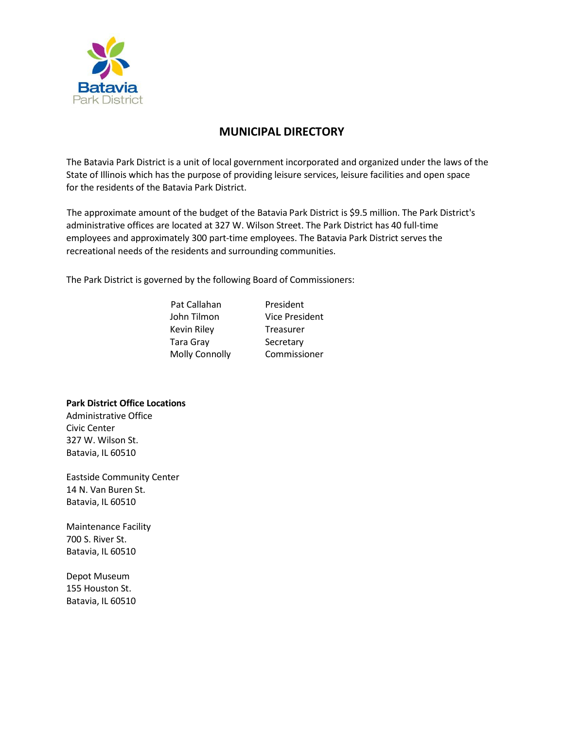Batavia Park District

# MUNICIPAL DIRECTORY

The Batavia Park District is a unit of local government incorporated and organized under the laws of the State of Illinois which has the purpose of providing leisure services, leisure facilities and open space for the residents of the Batavia Park District.

The approximate amount of the budget of the Batavia Park District is $9.5 million. The Park District's administrative offices are located at 327 W. Wilson Street. The Park District has 40 full-time employees and approximately 300 part-time employees. The Batavia Park District serves the recreational needs of the residents and surrounding communities.

The Park District is governed by the following Board of Commissioners:

| | |
|---|---|
| Pat Callahan | President |
| John Tilmon | Vice President |
| Kevin Riley | Treasurer |
| Tara Gray | Secretary |
| Molly Connolly | Commissioner |

**Park District Office Locations**

Administrative Office
Civic Center
327 W. Wilson St.
Batavia, IL 60510

Eastside Community Center
14 N. Van Buren St.
Batavia, IL 60510

Maintenance Facility
700 S. River St.
Batavia, IL 60510

Depot Museum
155 Houston St.
Batavia, IL 60510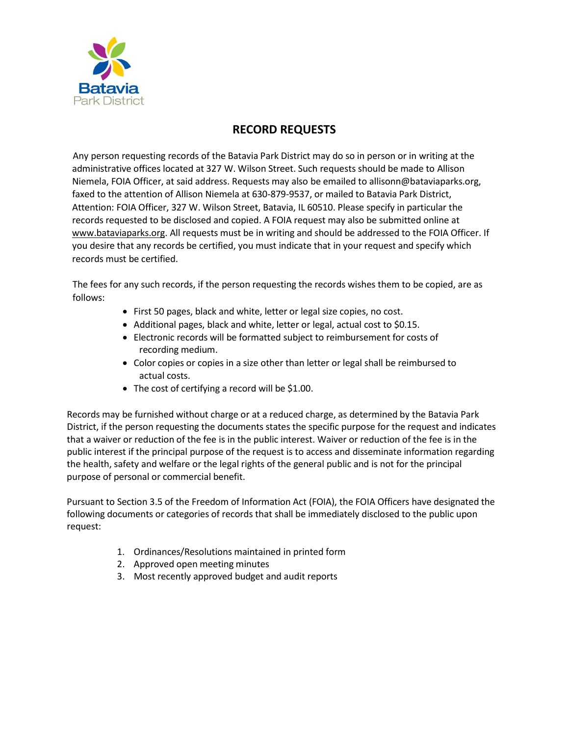Batavia Park District

## RECORD REQUESTS

Any person requesting records of the Batavia Park District may do so in person or in writing at the administrative offices located at 327 W. Wilson Street. Such requests should be made to Allison Niemela, FOIA Officer, at said address. Requests may also be emailed to allisonn@bataviaparks.org, faxed to the attention of Allison Niemela at 630-879-9537, or mailed to Batavia Park District, Attention: FOIA Officer, 327 W. Wilson Street, Batavia, IL 60510. Please specify in particular the records requested to be disclosed and copied. A FOIA request may also be submitted online at www.bataviaparks.org. All requests must be in writing and should be addressed to the FOIA Officer. If you desire that any records be certified, you must indicate that in your request and specify which records must be certified.

The fees for any such records, if the person requesting the records wishes them to be copied, are as follows:

- First 50 pages, black and white, letter or legal size copies, no cost.
- Additional pages, black and white, letter or legal, actual cost to $0.15.
- Electronic records will be formatted subject to reimbursement for costs of recording medium.
- Color copies or copies in a size other than letter or legal shall be reimbursed to actual costs.
- The cost of certifying a record will be $1.00.

Records may be furnished without charge or at a reduced charge, as determined by the Batavia Park District, if the person requesting the documents states the specific purpose for the request and indicates that a waiver or reduction of the fee is in the public interest. Waiver or reduction of the fee is in the public interest if the principal purpose of the request is to access and disseminate information regarding the health, safety and welfare or the legal rights of the general public and is not for the principal purpose of personal or commercial benefit.

Pursuant to Section 3.5 of the Freedom of Information Act (FOIA), the FOIA Officers have designated the following documents or categories of records that shall be immediately disclosed to the public upon request:

1. Ordinances/Resolutions maintained in printed form
2. Approved open meeting minutes
3. Most recently approved budget and audit reports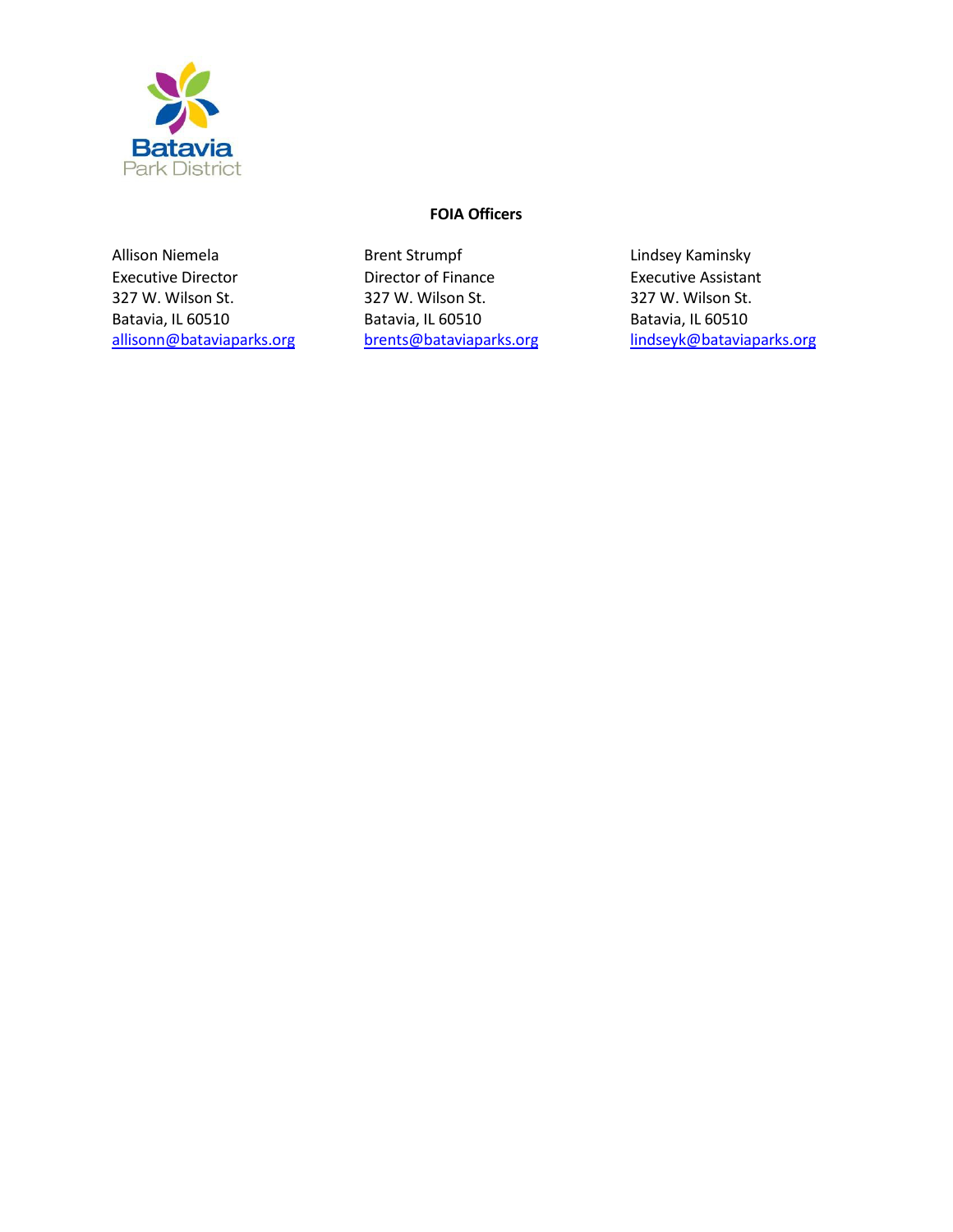Batavia Park District

## FOIA Officers

Allison Niemela
Executive Director
327 W. Wilson St.
Batavia, IL 60510
allisonn@bataviaparks.org

Brent Strumpf
Director of Finance
327 W. Wilson St.
Batavia, IL 60510
brents@bataviaparks.org

Lindsey Kaminsky
Executive Assistant
327 W. Wilson St.
Batavia, IL 60510
lindseyk@bataviaparks.org